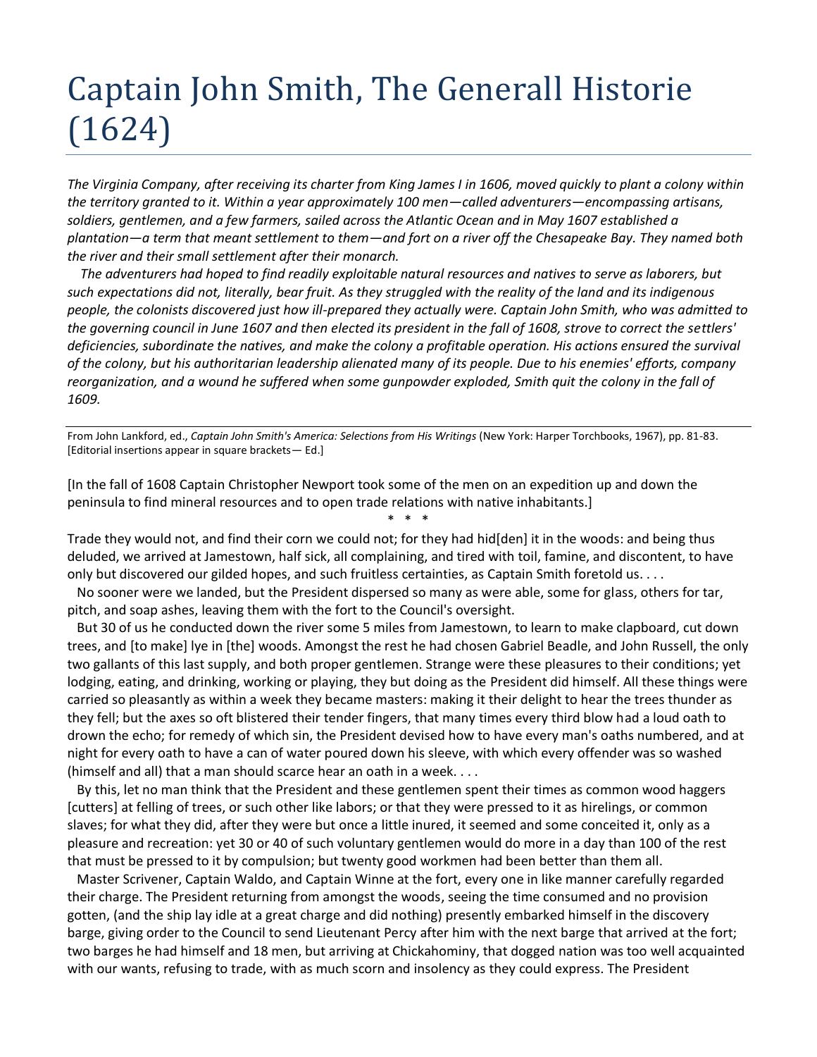# Captain John Smith, The Generall Historie (1624)

*The Virginia Company, after receiving its charter from King James I in 1606, moved quickly to plant a colony within the territory granted to it. Within a year approximately 100 men—called adventurers—encompassing artisans, soldiers, gentlemen, and a few farmers, sailed across the Atlantic Ocean and in May 1607 established a plantation—a term that meant settlement to them—and fort on a river off the Chesapeake Bay. They named both the river and their small settlement after their monarch.*

*The adventurers had hoped to find readily exploitable natural resources and natives to serve as laborers, but such expectations did not, literally, bear fruit. As they struggled with the reality of the land and its indigenous people, the colonists discovered just how ill-prepared they actually were. Captain John Smith, who was admitted to the governing council in June 1607 and then elected its president in the fall of 1608, strove to correct the settlers' deficiencies, subordinate the natives, and make the colony a profitable operation. His actions ensured the survival of the colony, but his authoritarian leadership alienated many of its people. Due to his enemies' efforts, company reorganization, and a wound he suffered when some gunpowder exploded, Smith quit the colony in the fall of 1609.*

From John Lankford, ed., *Captain John Smith's America: Selections from His Writings* (New York: Harper Torchbooks, 1967), pp. 81-83. [Editorial insertions appear in square brackets— Ed.]

[In the fall of 1608 Captain Christopher Newport took some of the men on an expedition up and down the peninsula to find mineral resources and to open trade relations with native inhabitants.]

\* \* \*

Trade they would not, and find their corn we could not; for they had hid[den] it in the woods: and being thus deluded, we arrived at Jamestown, half sick, all complaining, and tired with toil, famine, and discontent, to have only but discovered our gilded hopes, and such fruitless certainties, as Captain Smith foretold us. . . .

No sooner were we landed, but the President dispersed so many as were able, some for glass, others for tar, pitch, and soap ashes, leaving them with the fort to the Council's oversight.

But 30 of us he conducted down the river some 5 miles from Jamestown, to learn to make clapboard, cut down trees, and [to make] lye in [the] woods. Amongst the rest he had chosen Gabriel Beadle, and John Russell, the only two gallants of this last supply, and both proper gentlemen. Strange were these pleasures to their conditions; yet lodging, eating, and drinking, working or playing, they but doing as the President did himself. All these things were carried so pleasantly as within a week they became masters: making it their delight to hear the trees thunder as they fell; but the axes so oft blistered their tender fingers, that many times every third blow had a loud oath to drown the echo; for remedy of which sin, the President devised how to have every man's oaths numbered, and at night for every oath to have a can of water poured down his sleeve, with which every offender was so washed (himself and all) that a man should scarce hear an oath in a week. . . .

By this, let no man think that the President and these gentlemen spent their times as common wood haggers [cutters] at felling of trees, or such other like labors; or that they were pressed to it as hirelings, or common slaves; for what they did, after they were but once a little inured, it seemed and some conceited it, only as a pleasure and recreation: yet 30 or 40 of such voluntary gentlemen would do more in a day than 100 of the rest that must be pressed to it by compulsion; but twenty good workmen had been better than them all.

Master Scrivener, Captain Waldo, and Captain Winne at the fort, every one in like manner carefully regarded their charge. The President returning from amongst the woods, seeing the time consumed and no provision gotten, (and the ship lay idle at a great charge and did nothing) presently embarked himself in the discovery barge, giving order to the Council to send Lieutenant Percy after him with the next barge that arrived at the fort; two barges he had himself and 18 men, but arriving at Chickahominy, that dogged nation was too well acquainted with our wants, refusing to trade, with as much scorn and insolency as they could express. The President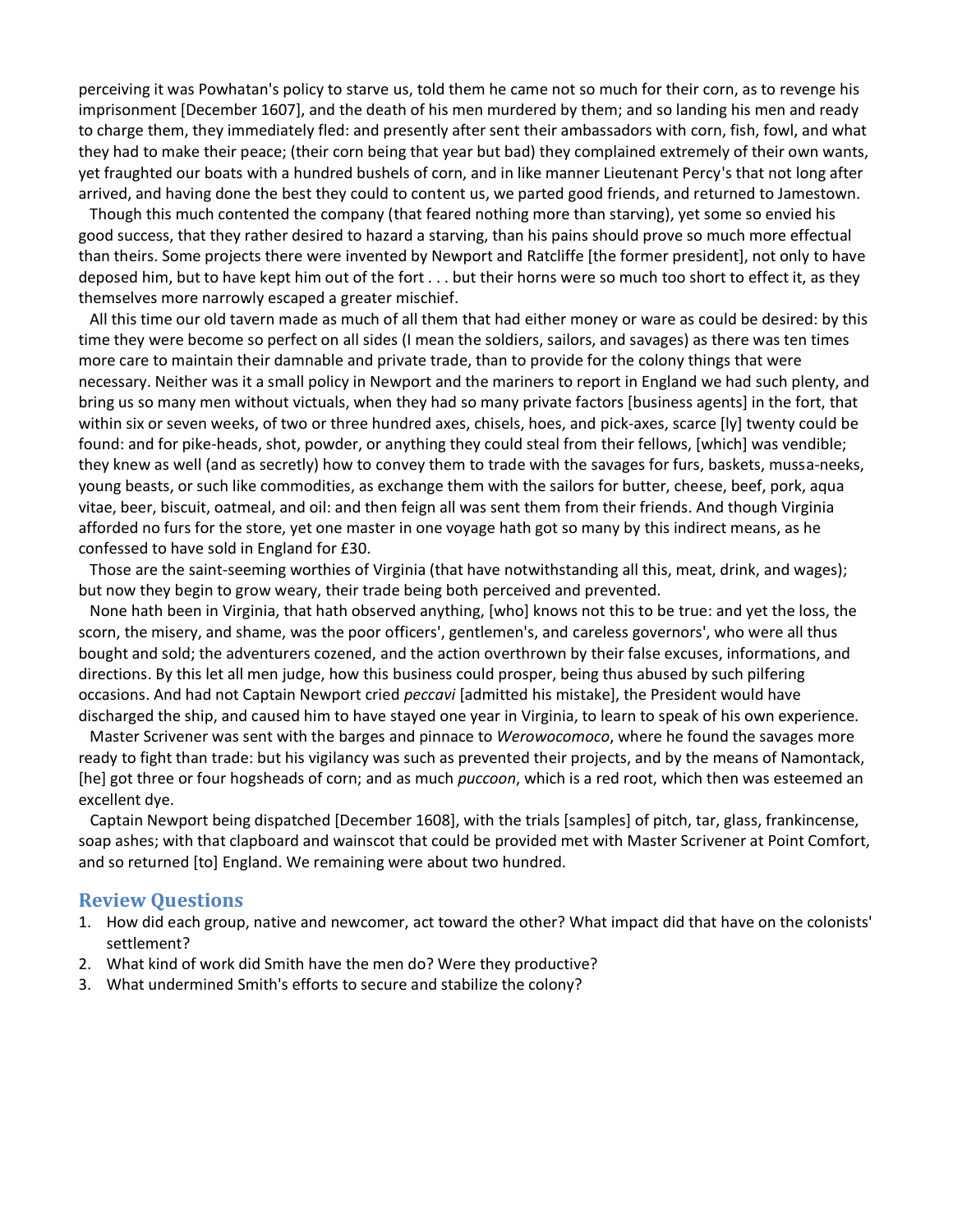perceiving it was Powhatan's policy to starve us, told them he came not so much for their corn, as to revenge his imprisonment [December 1607], and the death of his men murdered by them; and so landing his men and ready to charge them, they immediately fled: and presently after sent their ambassadors with corn, fish, fowl, and what they had to make their peace; (their corn being that year but bad) they complained extremely of their own wants, yet fraughted our boats with a hundred bushels of corn, and in like manner Lieutenant Percy's that not long after arrived, and having done the best they could to content us, we parted good friends, and returned to Jamestown.

Though this much contented the company (that feared nothing more than starving), yet some so envied his good success, that they rather desired to hazard a starving, than his pains should prove so much more effectual than theirs. Some projects there were invented by Newport and Ratcliffe [the former president], not only to have deposed him, but to have kept him out of the fort . . . but their horns were so much too short to effect it, as they themselves more narrowly escaped a greater mischief.

All this time our old tavern made as much of all them that had either money or ware as could be desired: by this time they were become so perfect on all sides (I mean the soldiers, sailors, and savages) as there was ten times more care to maintain their damnable and private trade, than to provide for the colony things that were necessary. Neither was it a small policy in Newport and the mariners to report in England we had such plenty, and bring us so many men without victuals, when they had so many private factors [business agents] in the fort, that within six or seven weeks, of two or three hundred axes, chisels, hoes, and pick-axes, scarce [ly] twenty could be found: and for pike-heads, shot, powder, or anything they could steal from their fellows, [which] was vendible; they knew as well (and as secretly) how to convey them to trade with the savages for furs, baskets, mussa-neeks, young beasts, or such like commodities, as exchange them with the sailors for butter, cheese, beef, pork, aqua vitae, beer, biscuit, oatmeal, and oil: and then feign all was sent them from their friends. And though Virginia afforded no furs for the store, yet one master in one voyage hath got so many by this indirect means, as he confessed to have sold in England for £30.

Those are the saint-seeming worthies of Virginia (that have notwithstanding all this, meat, drink, and wages); but now they begin to grow weary, their trade being both perceived and prevented.

None hath been in Virginia, that hath observed anything, [who] knows not this to be true: and yet the loss, the scorn, the misery, and shame, was the poor officers', gentlemen's, and careless governors', who were all thus bought and sold; the adventurers cozened, and the action overthrown by their false excuses, informations, and directions. By this let all men judge, how this business could prosper, being thus abused by such pilfering occasions. And had not Captain Newport cried *peccavi* [admitted his mistake], the President would have discharged the ship, and caused him to have stayed one year in Virginia, to learn to speak of his own experience.

Master Scrivener was sent with the barges and pinnace to *Werowocomoco*, where he found the savages more ready to fight than trade: but his vigilancy was such as prevented their projects, and by the means of Namontack, [he] got three or four hogsheads of corn; and as much *puccoon*, which is a red root, which then was esteemed an excellent dye.

Captain Newport being dispatched [December 1608], with the trials [samples] of pitch, tar, glass, frankincense, soap ashes; with that clapboard and wainscot that could be provided met with Master Scrivener at Point Comfort, and so returned [to] England. We remaining were about two hundred.

## Review Questions

1. How did each group, native and newcomer, act toward the other? What impact did that have on the colonists' settlement?
2. What kind of work did Smith have the men do? Were they productive?
3. What undermined Smith's efforts to secure and stabilize the colony?